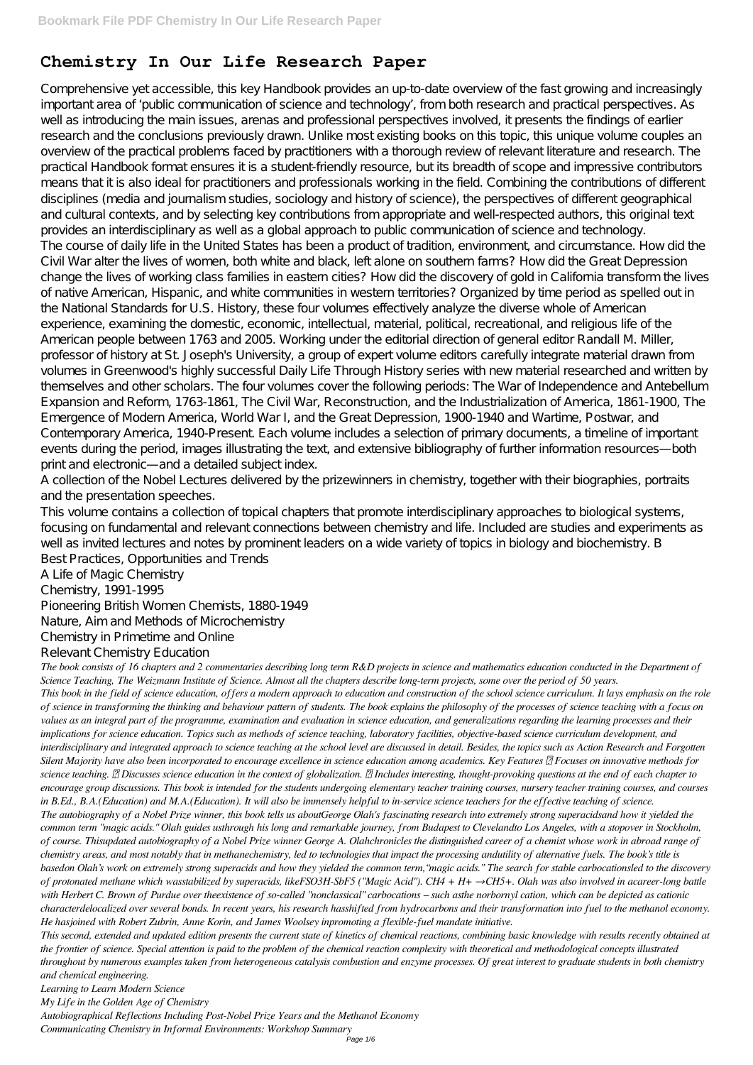# Chemistry In Our Life Research Paper

Comprehensive yet accessible, this key Handbook provides an up-to-date overview of the fast growing and increasingly important area of 'public communication of science and technology', from both research and practical perspectives. As well as introducing the main issues, arenas and professional perspectives involved, it presents the findings of earlier research and the conclusions previously drawn. Unlike most existing books on this topic, this unique volume couples an overview of the practical problems faced by practitioners with a thorough review of relevant literature and research. The practical Handbook format ensures it is a student-friendly resource, but its breadth of scope and impressive contributors means that it is also ideal for practitioners and professionals working in the field. Combining the contributions of different disciplines (media and journalism studies, sociology and history of science), the perspectives of different geographical and cultural contexts, and by selecting key contributions from appropriate and well-respected authors, this original text provides an interdisciplinary as well as a global approach to public communication of science and technology.

The course of daily life in the United States has been a product of tradition, environment, and circumstance. How did the Civil War alter the lives of women, both white and black, left alone on southern farms? How did the Great Depression change the lives of working class families in eastern cities? How did the discovery of gold in California transform the lives of native American, Hispanic, and white communities in western territories? Organized by time period as spelled out in the National Standards for U.S. History, these four volumes effectively analyze the diverse whole of American experience, examining the domestic, economic, intellectual, material, political, recreational, and religious life of the American people between 1763 and 2005. Working under the editorial direction of general editor Randall M. Miller, professor of history at St. Joseph's University, a group of expert volume editors carefully integrate material drawn from volumes in Greenwood's highly successful Daily Life Through History series with new material researched and written by themselves and other scholars. The four volumes cover the following periods: The War of Independence and Antebellum Expansion and Reform, 1763-1861, The Civil War, Reconstruction, and the Industrialization of America, 1861-1900, The Emergence of Modern America, World War I, and the Great Depression, 1900-1940 and Wartime, Postwar, and Contemporary America, 1940-Present. Each volume includes a selection of primary documents, a timeline of important events during the period, images illustrating the text, and extensive bibliography of further information resources—both print and electronic—and a detailed subject index.

A collection of the Nobel Lectures delivered by the prizewinners in chemistry, together with their biographies, portraits and the presentation speeches.

This volume contains a collection of topical chapters that promote interdisciplinary approaches to biological systems, focusing on fundamental and relevant connections between chemistry and life. Included are studies and experiments as well as invited lectures and notes by prominent leaders on a wide variety of topics in biology and biochemistry. B

Best Practices, Opportunities and Trends
A Life of Magic Chemistry
Chemistry, 1991-1995
Pioneering British Women Chemists, 1880-1949
Nature, Aim and Methods of Microchemistry
Chemistry in Primetime and Online
Relevant Chemistry Education

*The book consists of 16 chapters and 2 commentaries describing long term R&D projects in science and mathematics education conducted in the Department of Science Teaching, The Weizmann Institute of Science. Almost all the chapters describe long-term projects, some over the period of 50 years.*

*This book in the field of science education, offers a modern approach to education and construction of the school science curriculum. It lays emphasis on the role of science in transforming the thinking and behaviour pattern of students. The book explains the philosophy of the processes of science teaching with a focus on values as an integral part of the programme, examination and evaluation in science education, and generalizations regarding the learning processes and their implications for science education. Topics such as methods of science teaching, laboratory facilities, objective-based science curriculum development, and interdisciplinary and integrated approach to science teaching at the school level are discussed in detail. Besides, the topics such as Action Research and Forgotten Silent Majority have also been incorporated to encourage excellence in science education among academics. Key Features  Focuses on innovative methods for science teaching.  Discusses science education in the context of globalization.  Includes interesting, thought-provoking questions at the end of each chapter to encourage group discussions. This book is intended for the students undergoing elementary teacher training courses, nursery teacher training courses, and courses in B.Ed., B.A.(Education) and M.A.(Education). It will also be immensely helpful to in-service science teachers for the effective teaching of science.*

*The autobiography of a Nobel Prize winner, this book tells us aboutGeorge Olah's fascinating research into extremely strong superacidsand how it yielded the common term "magic acids." Olah guides usthrough his long and remarkable journey, from Budapest to Clevelandto Los Angeles, with a stopover in Stockholm, of course. Thisupdated autobiography of a Nobel Prize winner George A. Olahchronicles the distinguished career of a chemist whose work in abroad range of chemistry areas, and most notably that in methanechemistry, led to technologies that impact the processing andutility of alternative fuels. The book's title is basedon Olah's work on extremely strong superacids and how they yielded the common term,"magic acids." The search for stable carbocationsled to the discovery of protonated methane which wasstabilized by superacids, likeFSO3H-SbF5 ("Magic Acid"). $CH_4 + H^+ \rightarrow CH_5^+$. Olah was also involved in acareer-long battle with Herbert C. Brown of Purdue over theexistence of so-called "nonclassical" carbocations – such asthe norbornyl cation, which can be depicted as cationic characterdelocalized over several bonds. In recent years, his research hasshifted from hydrocarbons and their transformation into fuel to the methanol economy. He hasjoined with Robert Zubrin, Anne Korin, and James Woolsey inpromoting a flexible-fuel mandate initiative.*

*This second, extended and updated edition presents the current state of kinetics of chemical reactions, combining basic knowledge with results recently obtained at the frontier of science. Special attention is paid to the problem of the chemical reaction complexity with theoretical and methodological concepts illustrated throughout by numerous examples taken from heterogeneous catalysis combustion and enzyme processes. Of great interest to graduate students in both chemistry and chemical engineering.*

*Learning to Learn Modern Science*
*My Life in the Golden Age of Chemistry*
*Autobiographical Reflections Including Post-Nobel Prize Years and the Methanol Economy*
*Communicating Chemistry in Informal Environments: Workshop Summary*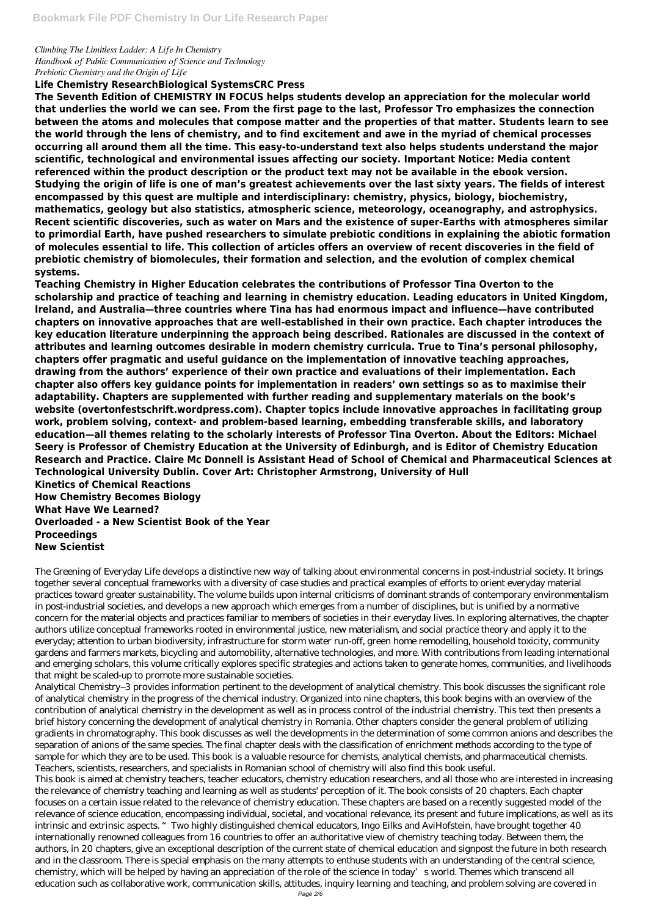*Climbing The Limitless Ladder: A Life In Chemistry*
*Handbook of Public Communication of Science and Technology*
*Prebiotic Chemistry and the Origin of Life*

**Life Chemistry ResearchBiological SystemsCRC Press**

**The Seventh Edition of CHEMISTRY IN FOCUS helps students develop an appreciation for the molecular world that underlies the world we can see. From the first page to the last, Professor Tro emphasizes the connection between the atoms and molecules that compose matter and the properties of that matter. Students learn to see the world through the lens of chemistry, and to find excitement and awe in the myriad of chemical processes occurring all around them all the time. This easy-to-understand text also helps students understand the major scientific, technological and environmental issues affecting our society. Important Notice: Media content referenced within the product description or the product text may not be available in the ebook version. Studying the origin of life is one of man's greatest achievements over the last sixty years. The fields of interest encompassed by this quest are multiple and interdisciplinary: chemistry, physics, biology, biochemistry, mathematics, geology but also statistics, atmospheric science, meteorology, oceanography, and astrophysics. Recent scientific discoveries, such as water on Mars and the existence of super-Earths with atmospheres similar to primordial Earth, have pushed researchers to simulate prebiotic conditions in explaining the abiotic formation of molecules essential to life. This collection of articles offers an overview of recent discoveries in the field of prebiotic chemistry of biomolecules, their formation and selection, and the evolution of complex chemical systems.**

**Teaching Chemistry in Higher Education celebrates the contributions of Professor Tina Overton to the scholarship and practice of teaching and learning in chemistry education. Leading educators in United Kingdom, Ireland, and Australia—three countries where Tina has had enormous impact and influence—have contributed chapters on innovative approaches that are well-established in their own practice. Each chapter introduces the key education literature underpinning the approach being described. Rationales are discussed in the context of attributes and learning outcomes desirable in modern chemistry curricula. True to Tina's personal philosophy, chapters offer pragmatic and useful guidance on the implementation of innovative teaching approaches, drawing from the authors' experience of their own practice and evaluations of their implementation. Each chapter also offers key guidance points for implementation in readers' own settings so as to maximise their adaptability. Chapters are supplemented with further reading and supplementary materials on the book's website (overtonfestschrift.wordpress.com). Chapter topics include innovative approaches in facilitating group work, problem solving, context- and problem-based learning, embedding transferable skills, and laboratory education—all themes relating to the scholarly interests of Professor Tina Overton. About the Editors: Michael Seery is Professor of Chemistry Education at the University of Edinburgh, and is Editor of Chemistry Education Research and Practice. Claire Mc Donnell is Assistant Head of School of Chemical and Pharmaceutical Sciences at Technological University Dublin. Cover Art: Christopher Armstrong, University of Hull**

**Kinetics of Chemical Reactions**
**How Chemistry Becomes Biology**
**What Have We Learned?**
**Overloaded - a New Scientist Book of the Year**
**Proceedings**
**New Scientist**

The Greening of Everyday Life develops a distinctive new way of talking about environmental concerns in post-industrial society. It brings together several conceptual frameworks with a diversity of case studies and practical examples of efforts to orient everyday material practices toward greater sustainability. The volume builds upon internal criticisms of dominant strands of contemporary environmentalism in post-industrial societies, and develops a new approach which emerges from a number of disciplines, but is unified by a normative concern for the material objects and practices familiar to members of societies in their everyday lives. In exploring alternatives, the chapter authors utilize conceptual frameworks rooted in environmental justice, new materialism, and social practice theory and apply it to the everyday; attention to urban biodiversity, infrastructure for storm water run-off, green home remodelling, household toxicity, community gardens and farmers markets, bicycling and automobility, alternative technologies, and more. With contributions from leading international and emerging scholars, this volume critically explores specific strategies and actions taken to generate homes, communities, and livelihoods that might be scaled-up to promote more sustainable societies.

Analytical Chemistry–3 provides information pertinent to the development of analytical chemistry. This book discusses the significant role of analytical chemistry in the progress of the chemical industry. Organized into nine chapters, this book begins with an overview of the contribution of analytical chemistry in the development as well as in process control of the industrial chemistry. This text then presents a brief history concerning the development of analytical chemistry in Romania. Other chapters consider the general problem of utilizing gradients in chromatography. This book discusses as well the developments in the determination of some common anions and describes the separation of anions of the same species. The final chapter deals with the classification of enrichment methods according to the type of sample for which they are to be used. This book is a valuable resource for chemists, analytical chemists, and pharmaceutical chemists. Teachers, scientists, researchers, and specialists in Romanian school of chemistry will also find this book useful.

This book is aimed at chemistry teachers, teacher educators, chemistry education researchers, and all those who are interested in increasing the relevance of chemistry teaching and learning as well as students' perception of it. The book consists of 20 chapters. Each chapter focuses on a certain issue related to the relevance of chemistry education. These chapters are based on a recently suggested model of the relevance of science education, encompassing individual, societal, and vocational relevance, its present and future implications, as well as its intrinsic and extrinsic aspects. " Two highly distinguished chemical educators, Ingo Eilks and AviHofstein, have brought together 40 internationally renowned colleagues from 16 countries to offer an authoritative view of chemistry teaching today. Between them, the authors, in 20 chapters, give an exceptional description of the current state of chemical education and signpost the future in both research and in the classroom. There is special emphasis on the many attempts to enthuse students with an understanding of the central science, chemistry, which will be helped by having an appreciation of the role of the science in today's world. Themes which transcend all education such as collaborative work, communication skills, attitudes, inquiry learning and teaching, and problem solving are covered in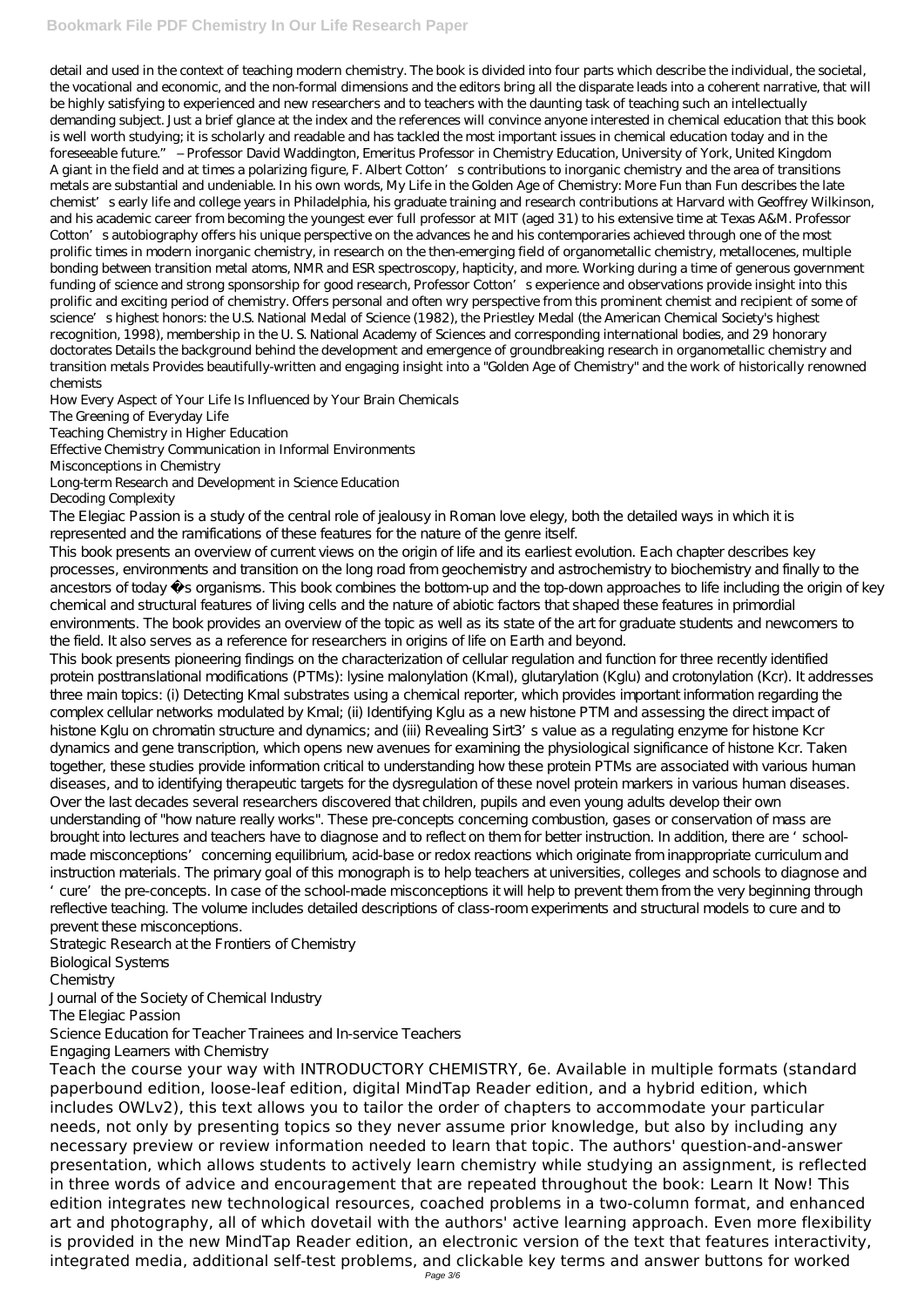detail and used in the context of teaching modern chemistry. The book is divided into four parts which describe the individual, the societal, the vocational and economic, and the non-formal dimensions and the editors bring all the disparate leads into a coherent narrative, that will be highly satisfying to experienced and new researchers and to teachers with the daunting task of teaching such an intellectually demanding subject. Just a brief glance at the index and the references will convince anyone interested in chemical education that this book is well worth studying; it is scholarly and readable and has tackled the most important issues in chemical education today and in the foreseeable future." – Professor David Waddington, Emeritus Professor in Chemistry Education, University of York, United Kingdom

A giant in the field and at times a polarizing figure, F. Albert Cotton's contributions to inorganic chemistry and the area of transitions metals are substantial and undeniable. In his own words, My Life in the Golden Age of Chemistry: More Fun than Fun describes the late chemist's early life and college years in Philadelphia, his graduate training and research contributions at Harvard with Geoffrey Wilkinson, and his academic career from becoming the youngest ever full professor at MIT (aged 31) to his extensive time at Texas A&M. Professor Cotton's autobiography offers his unique perspective on the advances he and his contemporaries achieved through one of the most prolific times in modern inorganic chemistry, in research on the then-emerging field of organometallic chemistry, metallocenes, multiple bonding between transition metal atoms, NMR and ESR spectroscopy, hapticity, and more. Working during a time of generous government funding of science and strong sponsorship for good research, Professor Cotton's experience and observations provide insight into this prolific and exciting period of chemistry. Offers personal and often wry perspective from this prominent chemist and recipient of some of science's highest honors: the U.S. National Medal of Science (1982), the Priestley Medal (the American Chemical Society's highest recognition, 1998), membership in the U. S. National Academy of Sciences and corresponding international bodies, and 29 honorary doctorates Details the background behind the development and emergence of groundbreaking research in organometallic chemistry and transition metals Provides beautifully-written and engaging insight into a "Golden Age of Chemistry" and the work of historically renowned chemists

How Every Aspect of Your Life Is Influenced by Your Brain Chemicals
The Greening of Everyday Life
Teaching Chemistry in Higher Education
Effective Chemistry Communication in Informal Environments
Misconceptions in Chemistry
Long-term Research and Development in Science Education
Decoding Complexity

The Elegiac Passion is a study of the central role of jealousy in Roman love elegy, both the detailed ways in which it is represented and the ramifications of these features for the nature of the genre itself.

This book presents an overview of current views on the origin of life and its earliest evolution. Each chapter describes key processes, environments and transition on the long road from geochemistry and astrochemistry to biochemistry and finally to the ancestors of today´s organisms. This book combines the bottom-up and the top-down approaches to life including the origin of key chemical and structural features of living cells and the nature of abiotic factors that shaped these features in primordial environments. The book provides an overview of the topic as well as its state of the art for graduate students and newcomers to the field. It also serves as a reference for researchers in origins of life on Earth and beyond.

This book presents pioneering findings on the characterization of cellular regulation and function for three recently identified protein posttranslational modifications (PTMs): lysine malonylation (Kmal), glutarylation (Kglu) and crotonylation (Kcr). It addresses three main topics: (i) Detecting Kmal substrates using a chemical reporter, which provides important information regarding the complex cellular networks modulated by Kmal; (ii) Identifying Kglu as a new histone PTM and assessing the direct impact of histone Kglu on chromatin structure and dynamics; and (iii) Revealing Sirt3's value as a regulating enzyme for histone Kcr dynamics and gene transcription, which opens new avenues for examining the physiological significance of histone Kcr. Taken together, these studies provide information critical to understanding how these protein PTMs are associated with various human diseases, and to identifying therapeutic targets for the dysregulation of these novel protein markers in various human diseases.

Over the last decades several researchers discovered that children, pupils and even young adults develop their own understanding of "how nature really works". These pre-concepts concerning combustion, gases or conservation of mass are brought into lectures and teachers have to diagnose and to reflect on them for better instruction. In addition, there are 'school-made misconceptions' concerning equilibrium, acid-base or redox reactions which originate from inappropriate curriculum and instruction materials. The primary goal of this monograph is to help teachers at universities, colleges and schools to diagnose and 'cure' the pre-concepts. In case of the school-made misconceptions it will help to prevent them from the very beginning through reflective teaching. The volume includes detailed descriptions of class-room experiments and structural models to cure and to prevent these misconceptions.

Strategic Research at the Frontiers of Chemistry
Biological Systems
Chemistry
Journal of the Society of Chemical Industry
The Elegiac Passion
Science Education for Teacher Trainees and In-service Teachers
Engaging Learners with Chemistry

Teach the course your way with INTRODUCTORY CHEMISTRY, 6e. Available in multiple formats (standard paperbound edition, loose-leaf edition, digital MindTap Reader edition, and a hybrid edition, which includes OWLv2), this text allows you to tailor the order of chapters to accommodate your particular needs, not only by presenting topics so they never assume prior knowledge, but also by including any necessary preview or review information needed to learn that topic. The authors' question-and-answer presentation, which allows students to actively learn chemistry while studying an assignment, is reflected in three words of advice and encouragement that are repeated throughout the book: Learn It Now! This edition integrates new technological resources, coached problems in a two-column format, and enhanced art and photography, all of which dovetail with the authors' active learning approach. Even more flexibility is provided in the new MindTap Reader edition, an electronic version of the text that features interactivity, integrated media, additional self-test problems, and clickable key terms and answer buttons for worked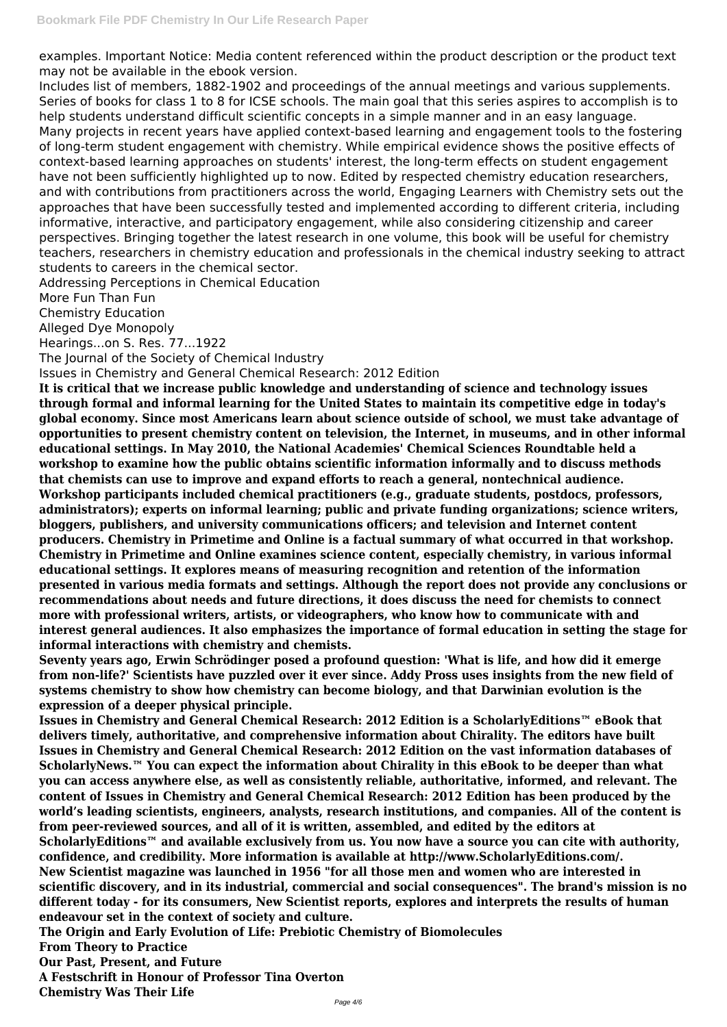examples. Important Notice: Media content referenced within the product description or the product text may not be available in the ebook version.

Includes list of members, 1882-1902 and proceedings of the annual meetings and various supplements.

Series of books for class 1 to 8 for ICSE schools. The main goal that this series aspires to accomplish is to help students understand difficult scientific concepts in a simple manner and in an easy language.

Many projects in recent years have applied context-based learning and engagement tools to the fostering of long-term student engagement with chemistry. While empirical evidence shows the positive effects of context-based learning approaches on students' interest, the long-term effects on student engagement have not been sufficiently highlighted up to now. Edited by respected chemistry education researchers, and with contributions from practitioners across the world, Engaging Learners with Chemistry sets out the approaches that have been successfully tested and implemented according to different criteria, including informative, interactive, and participatory engagement, while also considering citizenship and career perspectives. Bringing together the latest research in one volume, this book will be useful for chemistry teachers, researchers in chemistry education and professionals in the chemical industry seeking to attract students to careers in the chemical sector.

Addressing Perceptions in Chemical Education

More Fun Than Fun

Chemistry Education

Alleged Dye Monopoly

Hearings...on S. Res. 77...1922

The Journal of the Society of Chemical Industry

Issues in Chemistry and General Chemical Research: 2012 Edition

**It is critical that we increase public knowledge and understanding of science and technology issues through formal and informal learning for the United States to maintain its competitive edge in today's global economy. Since most Americans learn about science outside of school, we must take advantage of opportunities to present chemistry content on television, the Internet, in museums, and in other informal educational settings. In May 2010, the National Academies' Chemical Sciences Roundtable held a workshop to examine how the public obtains scientific information informally and to discuss methods that chemists can use to improve and expand efforts to reach a general, nontechnical audience. Workshop participants included chemical practitioners (e.g., graduate students, postdocs, professors, administrators); experts on informal learning; public and private funding organizations; science writers, bloggers, publishers, and university communications officers; and television and Internet content producers. Chemistry in Primetime and Online is a factual summary of what occurred in that workshop. Chemistry in Primetime and Online examines science content, especially chemistry, in various informal educational settings. It explores means of measuring recognition and retention of the information presented in various media formats and settings. Although the report does not provide any conclusions or recommendations about needs and future directions, it does discuss the need for chemists to connect more with professional writers, artists, or videographers, who know how to communicate with and interest general audiences. It also emphasizes the importance of formal education in setting the stage for informal interactions with chemistry and chemists.**

**Seventy years ago, Erwin Schrödinger posed a profound question: 'What is life, and how did it emerge from non-life?' Scientists have puzzled over it ever since. Addy Pross uses insights from the new field of systems chemistry to show how chemistry can become biology, and that Darwinian evolution is the expression of a deeper physical principle.**

**Issues in Chemistry and General Chemical Research: 2012 Edition is a ScholarlyEditions™ eBook that delivers timely, authoritative, and comprehensive information about Chirality. The editors have built Issues in Chemistry and General Chemical Research: 2012 Edition on the vast information databases of ScholarlyNews.™ You can expect the information about Chirality in this eBook to be deeper than what you can access anywhere else, as well as consistently reliable, authoritative, informed, and relevant. The content of Issues in Chemistry and General Chemical Research: 2012 Edition has been produced by the world's leading scientists, engineers, analysts, research institutions, and companies. All of the content is from peer-reviewed sources, and all of it is written, assembled, and edited by the editors at ScholarlyEditions™ and available exclusively from us. You now have a source you can cite with authority, confidence, and credibility. More information is available at http://www.ScholarlyEditions.com/.**

**New Scientist magazine was launched in 1956 "for all those men and women who are interested in scientific discovery, and in its industrial, commercial and social consequences". The brand's mission is no different today - for its consumers, New Scientist reports, explores and interprets the results of human endeavour set in the context of society and culture.**

**The Origin and Early Evolution of Life: Prebiotic Chemistry of Biomolecules**

**From Theory to Practice**

**Our Past, Present, and Future**

**A Festschrift in Honour of Professor Tina Overton**

**Chemistry Was Their Life**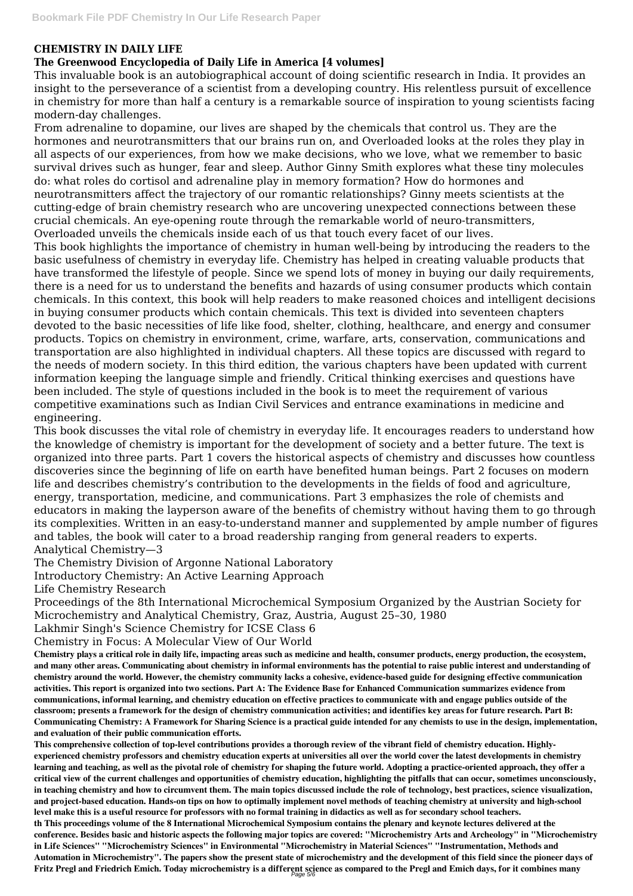**CHEMISTRY IN DAILY LIFE**

**The Greenwood Encyclopedia of Daily Life in America [4 volumes]**

This invaluable book is an autobiographical account of doing scientific research in India. It provides an insight to the perseverance of a scientist from a developing country. His relentless pursuit of excellence in chemistry for more than half a century is a remarkable source of inspiration to young scientists facing modern-day challenges.

From adrenaline to dopamine, our lives are shaped by the chemicals that control us. They are the hormones and neurotransmitters that our brains run on, and Overloaded looks at the roles they play in all aspects of our experiences, from how we make decisions, who we love, what we remember to basic survival drives such as hunger, fear and sleep. Author Ginny Smith explores what these tiny molecules do: what roles do cortisol and adrenaline play in memory formation? How do hormones and neurotransmitters affect the trajectory of our romantic relationships? Ginny meets scientists at the cutting-edge of brain chemistry research who are uncovering unexpected connections between these crucial chemicals. An eye-opening route through the remarkable world of neuro-transmitters, Overloaded unveils the chemicals inside each of us that touch every facet of our lives.

This book highlights the importance of chemistry in human well-being by introducing the readers to the basic usefulness of chemistry in everyday life. Chemistry has helped in creating valuable products that have transformed the lifestyle of people. Since we spend lots of money in buying our daily requirements, there is a need for us to understand the benefits and hazards of using consumer products which contain chemicals. In this context, this book will help readers to make reasoned choices and intelligent decisions in buying consumer products which contain chemicals. This text is divided into seventeen chapters devoted to the basic necessities of life like food, shelter, clothing, healthcare, and energy and consumer products. Topics on chemistry in environment, crime, warfare, arts, conservation, communications and transportation are also highlighted in individual chapters. All these topics are discussed with regard to the needs of modern society. In this third edition, the various chapters have been updated with current information keeping the language simple and friendly. Critical thinking exercises and questions have been included. The style of questions included in the book is to meet the requirement of various competitive examinations such as Indian Civil Services and entrance examinations in medicine and engineering.

This book discusses the vital role of chemistry in everyday life. It encourages readers to understand how the knowledge of chemistry is important for the development of society and a better future. The text is organized into three parts. Part 1 covers the historical aspects of chemistry and discusses how countless discoveries since the beginning of life on earth have benefited human beings. Part 2 focuses on modern life and describes chemistry's contribution to the developments in the fields of food and agriculture, energy, transportation, medicine, and communications. Part 3 emphasizes the role of chemists and educators in making the layperson aware of the benefits of chemistry without having them to go through its complexities. Written in an easy-to-understand manner and supplemented by ample number of figures and tables, the book will cater to a broad readership ranging from general readers to experts.

Analytical Chemistry—3

The Chemistry Division of Argonne National Laboratory

Introductory Chemistry: An Active Learning Approach

Life Chemistry Research

Proceedings of the 8th International Microchemical Symposium Organized by the Austrian Society for Microchemistry and Analytical Chemistry, Graz, Austria, August 25–30, 1980

Lakhmir Singh's Science Chemistry for ICSE Class 6

Chemistry in Focus: A Molecular View of Our World

**Chemistry plays a critical role in daily life, impacting areas such as medicine and health, consumer products, energy production, the ecosystem, and many other areas. Communicating about chemistry in informal environments has the potential to raise public interest and understanding of chemistry around the world. However, the chemistry community lacks a cohesive, evidence-based guide for designing effective communication activities. This report is organized into two sections. Part A: The Evidence Base for Enhanced Communication summarizes evidence from communications, informal learning, and chemistry education on effective practices to communicate with and engage publics outside of the classroom; presents a framework for the design of chemistry communication activities; and identifies key areas for future research. Part B: Communicating Chemistry: A Framework for Sharing Science is a practical guide intended for any chemists to use in the design, implementation, and evaluation of their public communication efforts.**

**This comprehensive collection of top-level contributions provides a thorough review of the vibrant field of chemistry education. Highly-experienced chemistry professors and chemistry education experts at universities all over the world cover the latest developments in chemistry learning and teaching, as well as the pivotal role of chemistry for shaping the future world. Adopting a practice-oriented approach, they offer a critical view of the current challenges and opportunities of chemistry education, highlighting the pitfalls that can occur, sometimes unconsciously, in teaching chemistry and how to circumvent them. The main topics discussed include the role of technology, best practices, science visualization, and project-based education. Hands-on tips on how to optimally implement novel methods of teaching chemistry at university and high-school level make this is a useful resource for professors with no formal training in didactics as well as for secondary school teachers.**

**th This proceedings volume of the 8 International Microchemical Symposium contains the plenary and keynote lectures delivered at the conference. Besides basic and historic aspects the following major topics are covered: "Microchemistry Arts and Archeology" in "Microchemistry in Life Sciences" "Microchemistry Sciences" in Environmental "Microchemistry in Material Sciences" "Instrumentation, Methods and Automation in Microchemistry". The papers show the present state of microchemistry and the development of this field since the pioneer days of Fritz Pregl and Friedrich Emich. Today microchemistry is a different science as compared to the Pregl and Emich days, for it combines many**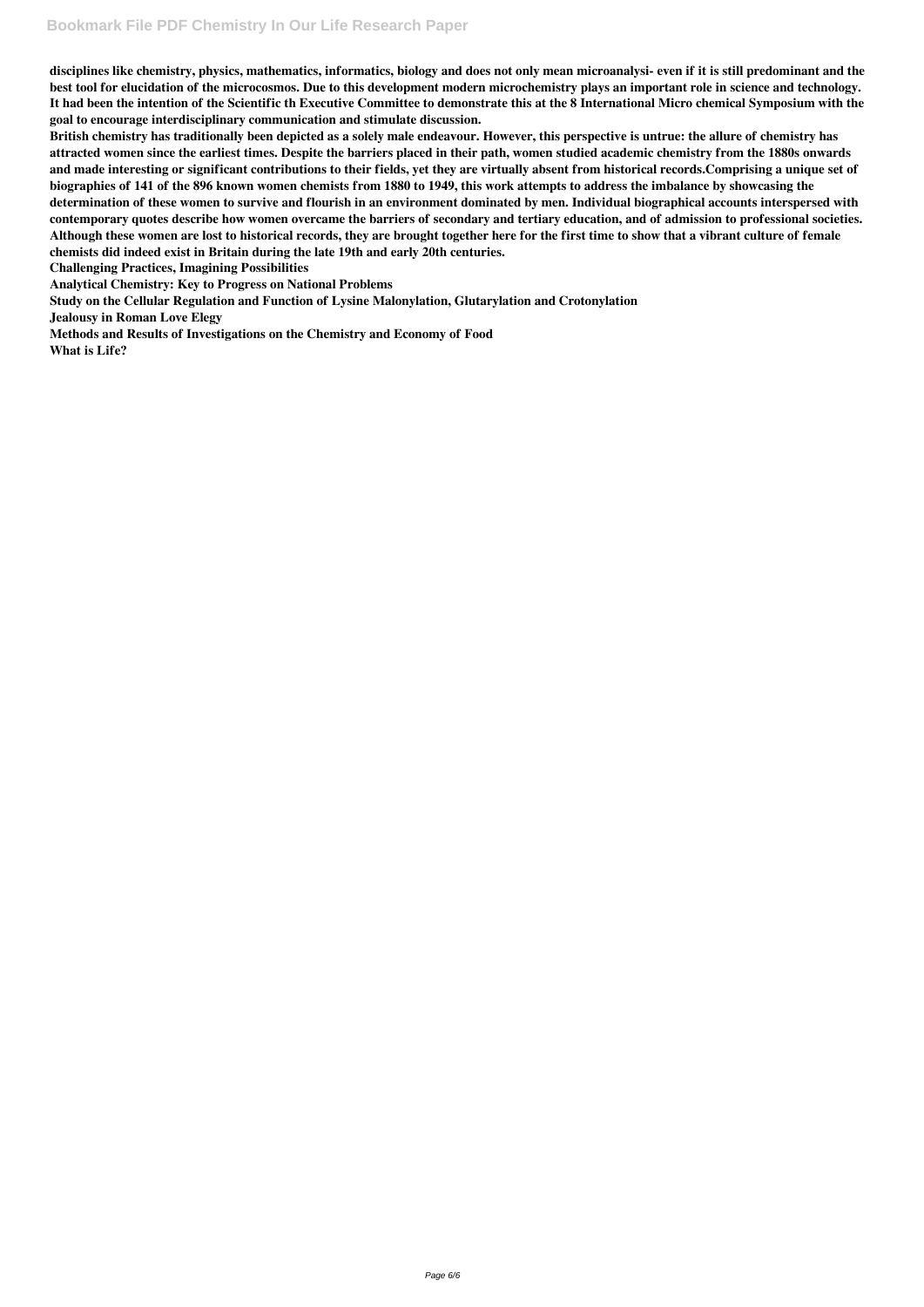**disciplines like chemistry, physics, mathematics, informatics, biology and does not only mean microanalysi- even if it is still predominant and the best tool for elucidation of the microcosmos. Due to this development modern microchemistry plays an important role in science and technology. It had been the intention of the Scientific th Executive Committee to demonstrate this at the 8 International Micro chemical Symposium with the goal to encourage interdisciplinary communication and stimulate discussion.**

**British chemistry has traditionally been depicted as a solely male endeavour. However, this perspective is untrue: the allure of chemistry has attracted women since the earliest times. Despite the barriers placed in their path, women studied academic chemistry from the 1880s onwards and made interesting or significant contributions to their fields, yet they are virtually absent from historical records.Comprising a unique set of biographies of 141 of the 896 known women chemists from 1880 to 1949, this work attempts to address the imbalance by showcasing the determination of these women to survive and flourish in an environment dominated by men. Individual biographical accounts interspersed with contemporary quotes describe how women overcame the barriers of secondary and tertiary education, and of admission to professional societies. Although these women are lost to historical records, they are brought together here for the first time to show that a vibrant culture of female chemists did indeed exist in Britain during the late 19th and early 20th centuries.**

**Challenging Practices, Imagining Possibilities**

**Analytical Chemistry: Key to Progress on National Problems**

**Study on the Cellular Regulation and Function of Lysine Malonylation, Glutarylation and Crotonylation**

**Jealousy in Roman Love Elegy**

**Methods and Results of Investigations on the Chemistry and Economy of Food**

**What is Life?**